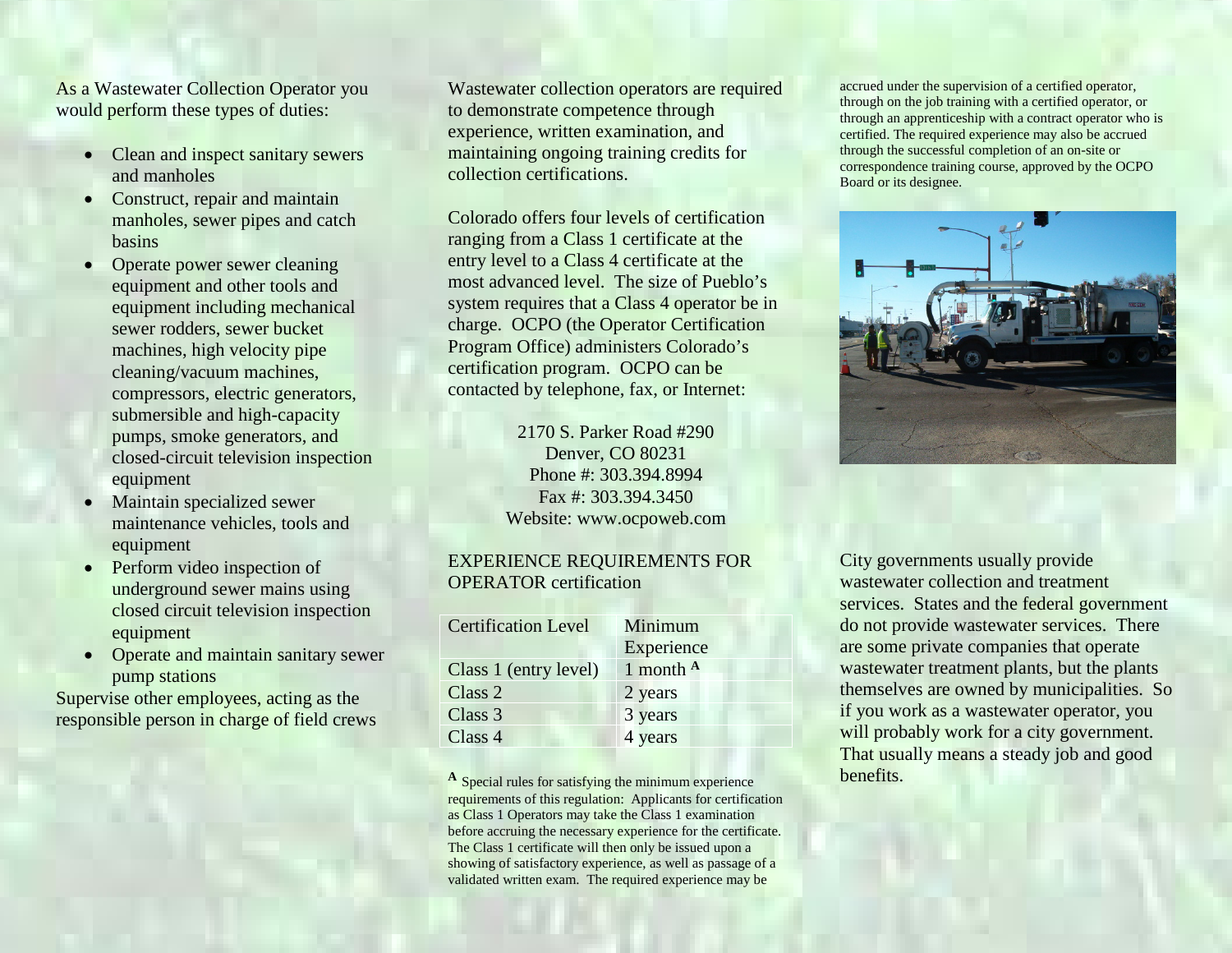As a Wastewater Collection Operator you would perform these types of duties:

- Clean and inspect sanitary sewers and manholes
- Construct, repair and maintain manholes, sewer pipes and catch basins
- Operate power sewer cleaning equipment and other tools and equipment including mechanical sewer rodders, sewer bucket machines, high velocity pipe cleaning/vacuum machines, compressors, electric generators, submersible and high-capacity pumps, smoke generators, and closed-circuit television inspection equipment
- Maintain specialized sewer maintenance vehicles, tools and equipment
- Perform video inspection of underground sewer mains using closed circuit television inspection equipment
- Operate and maintain sanitary sewer pump stations

Supervise other employees, acting as the responsible person in charge of field crews

Wastewater collection operators are required to demonstrate competence through experience, written examination, and maintaining ongoing training credits for collection certifications.

Colorado offers four levels of certification ranging from a Class 1 certificate at the entry level to a Class 4 certificate at the most advanced level. The size of Pueblo's system requires that a Class 4 operator be in charge. OCPO (the Operator Certification Program Office) administers Colorado's certification program. OCPO can be contacted by telephone, fax, or Internet:

2170 S. Parker Road #290
Denver, CO 80231
Phone #: 303.394.8994
Fax #: 303.394.3450
Website: www.ocpoweb.com

EXPERIENCE REQUIREMENTS FOR OPERATOR certification

| Certification Level | Minimum Experience |
|---|---|
| Class 1 (entry level) | 1 month [A] |
| Class 2 | 2 years |
| Class 3 | 3 years |
| Class 4 | 4 years |

[A] Special rules for satisfying the minimum experience requirements of this regulation: Applicants for certification as Class 1 Operators may take the Class 1 examination before accruing the necessary experience for the certificate. The Class 1 certificate will then only be issued upon a showing of satisfactory experience, as well as passage of a validated written exam. The required experience may be accrued under the supervision of a certified operator, through on the job training with a certified operator, or through an apprenticeship with a contract operator who is certified. The required experience may also be accrued through the successful completion of an on-site or correspondence training course, approved by the OCPO Board or its designee.

City governments usually provide wastewater collection and treatment services. States and the federal government do not provide wastewater services. There are some private companies that operate wastewater treatment plants, but the plants themselves are owned by municipalities. So if you work as a wastewater operator, you will probably work for a city government. That usually means a steady job and good benefits.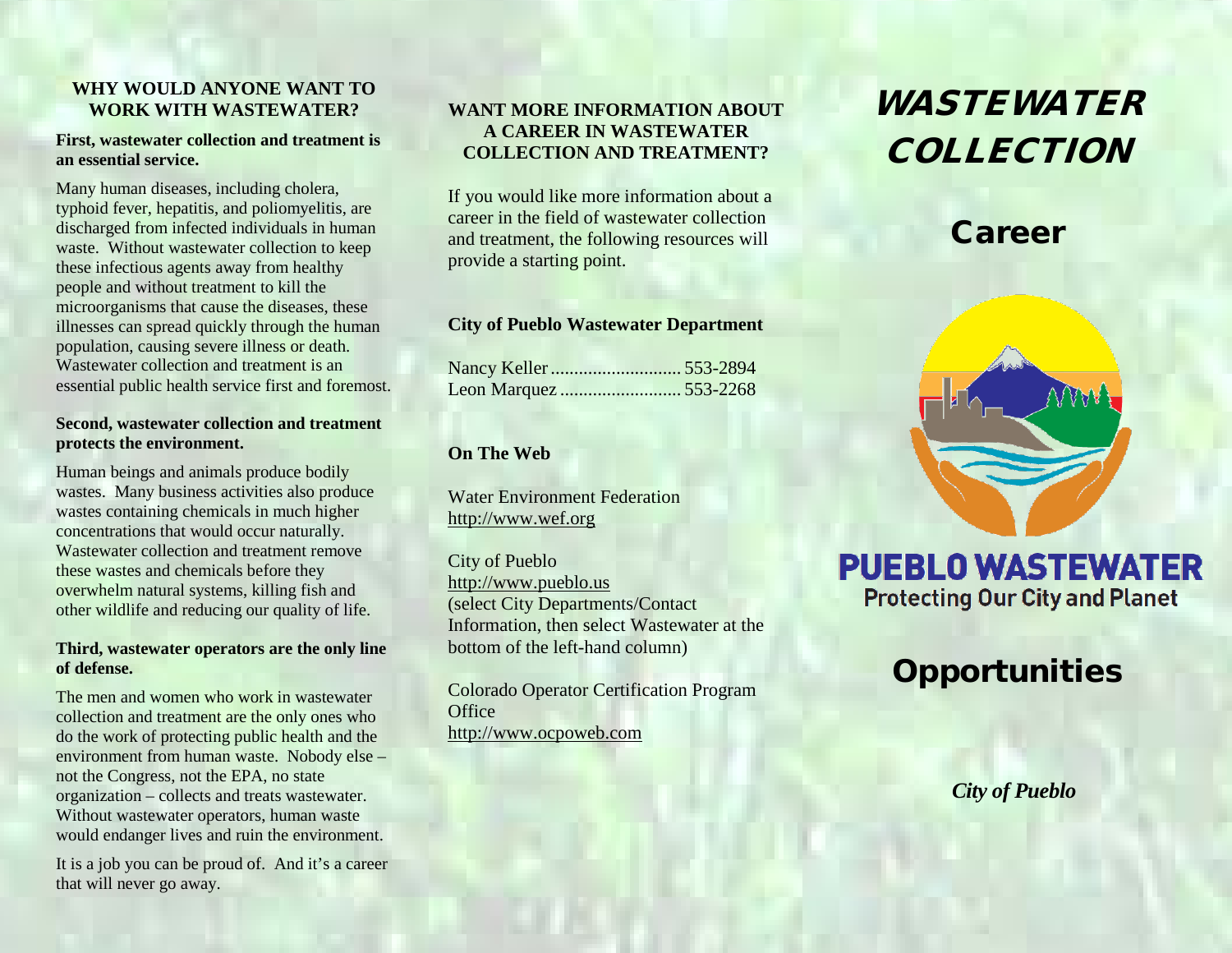## WHY WOULD ANYONE WANT TO WORK WITH WASTEWATER?

**First, wastewater collection and treatment is an essential service.**

Many human diseases, including cholera, typhoid fever, hepatitis, and poliomyelitis, are discharged from infected individuals in human waste. Without wastewater collection to keep these infectious agents away from healthy people and without treatment to kill the microorganisms that cause the diseases, these illnesses can spread quickly through the human population, causing severe illness or death. Wastewater collection and treatment is an essential public health service first and foremost.

**Second, wastewater collection and treatment protects the environment.**

Human beings and animals produce bodily wastes. Many business activities also produce wastes containing chemicals in much higher concentrations that would occur naturally. Wastewater collection and treatment remove these wastes and chemicals before they overwhelm natural systems, killing fish and other wildlife and reducing our quality of life.

**Third, wastewater operators are the only line of defense.**

The men and women who work in wastewater collection and treatment are the only ones who do the work of protecting public health and the environment from human waste. Nobody else – not the Congress, not the EPA, no state organization – collects and treats wastewater. Without wastewater operators, human waste would endanger lives and ruin the environment.

It is a job you can be proud of. And it's a career that will never go away.

## WANT MORE INFORMATION ABOUT A CAREER IN WASTEWATER COLLECTION AND TREATMENT?

If you would like more information about a career in the field of wastewater collection and treatment, the following resources will provide a starting point.

**City of Pueblo Wastewater Department**

Nancy Keller ............................ 553-2894
Leon Marquez .......................... 553-2268

**On The Web**

Water Environment Federation
http://www.wef.org

City of Pueblo
http://www.pueblo.us
(select City Departments/Contact Information, then select Wastewater at the bottom of the left-hand column)

Colorado Operator Certification Program Office
http://www.ocpoweb.com

# WASTEWATER COLLECTION

## Career

**PUEBLO WASTEWATER**
**Protecting Our City and Planet**

## Opportunities

***City of Pueblo***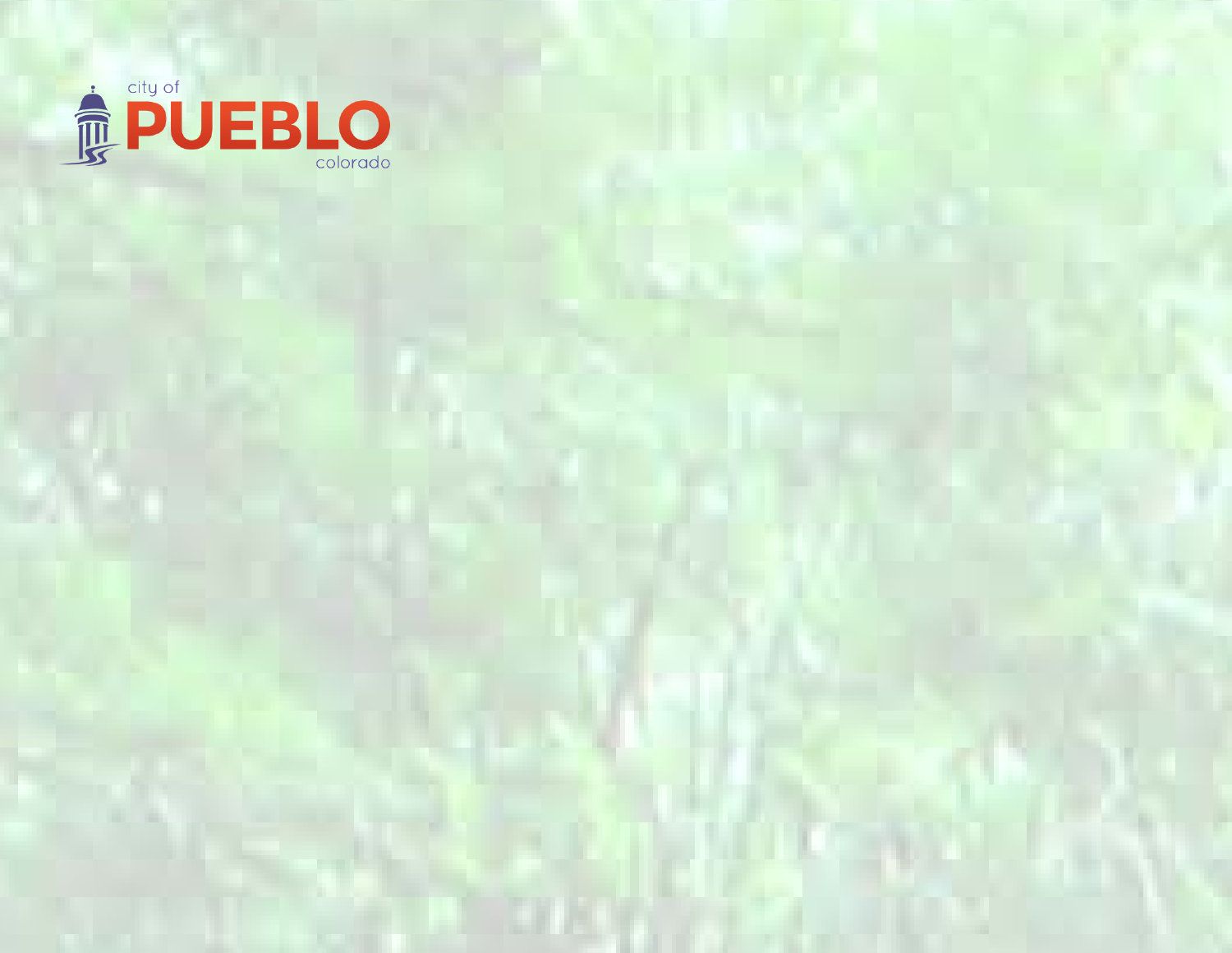city of

PUEBLO

colorado